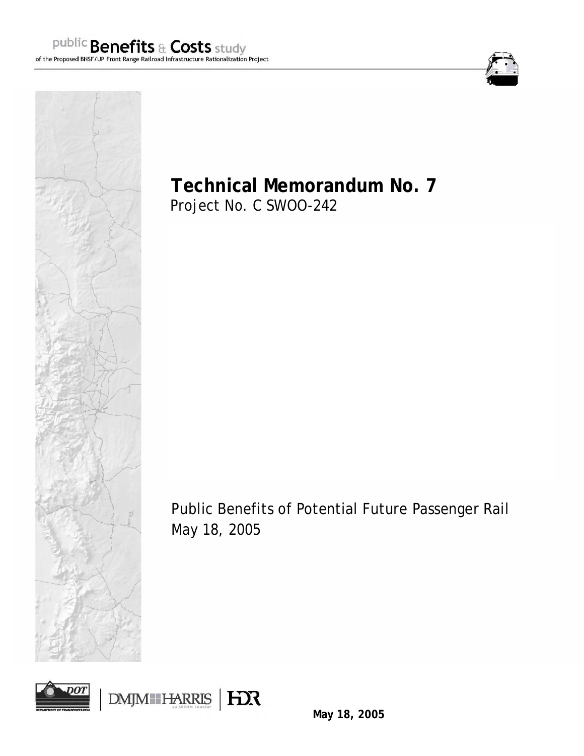public **Benefits** & **Costs** study
of the Proposed BNSF/UP Front Range Railroad Infrastructure Rationalization Project

# Technical Memorandum No. 7

Project No. C SWOO-242

Public Benefits of Potential Future Passenger Rail
May 18, 2005

DOT DEPARTMENT OF TRANSPORTATION | DMJM HARRIS AN AECOM COMPANY | HDR

**May 18, 2005**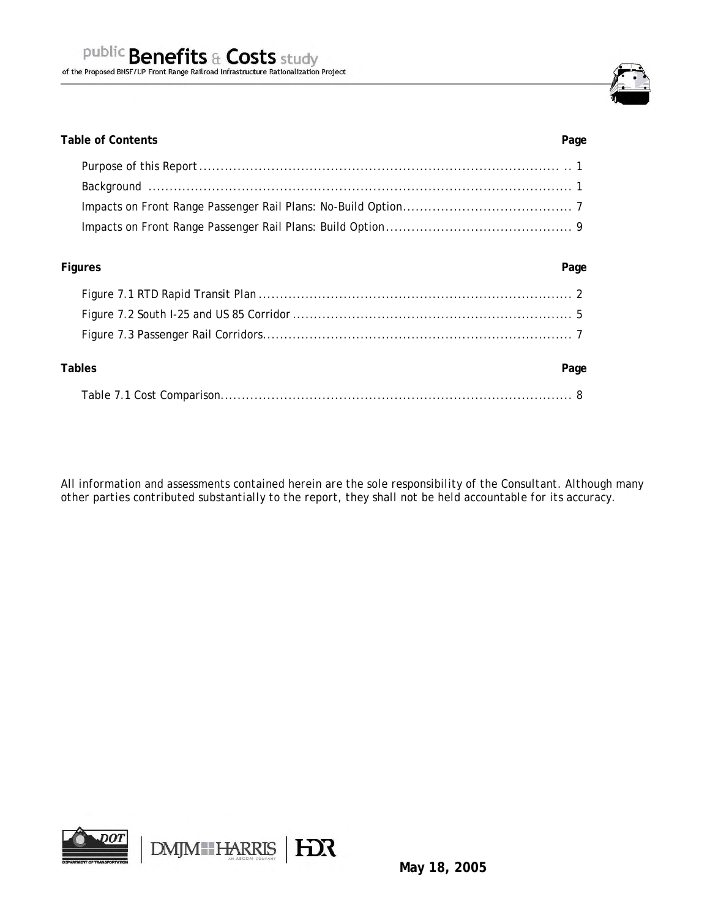**Table of Contents** **Page**

Purpose of this Report ..... 1
Background ..... 1
Impacts on Front Range Passenger Rail Plans: No-Build Option ..... 7
Impacts on Front Range Passenger Rail Plans: Build Option ..... 9

**Figures** **Page**

Figure 7.1 RTD Rapid Transit Plan ..... 2
Figure 7.2 South I-25 and US 85 Corridor ..... 5
Figure 7.3 Passenger Rail Corridors ..... 7

**Tables** **Page**

Table 7.1 Cost Comparison ..... 8

*All information and assessments contained herein are the sole responsibility of the Consultant. Although many other parties contributed substantially to the report, they shall not be held accountable for its accuracy.*

**May 18, 2005**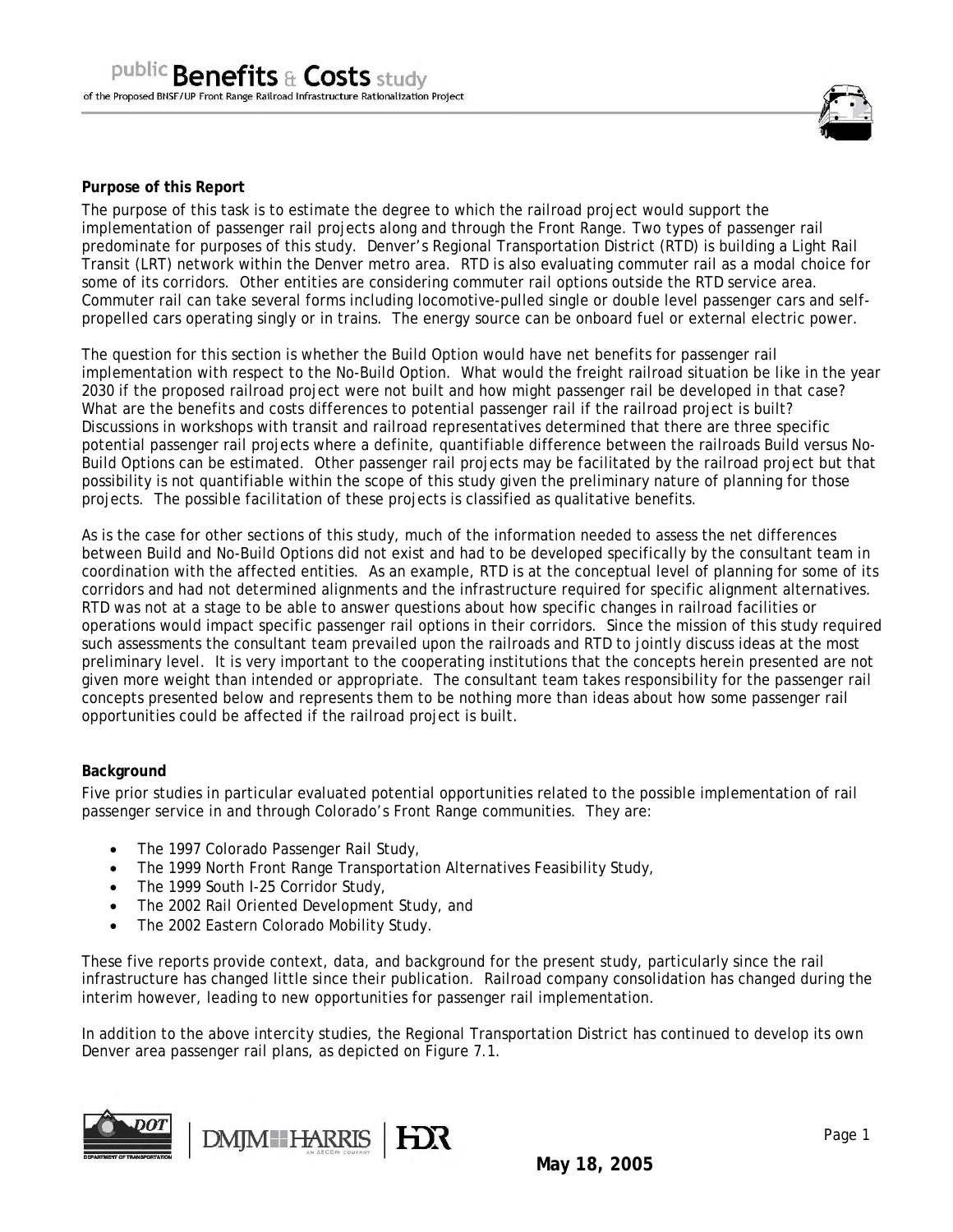**Purpose of this Report**

The purpose of this task is to estimate the degree to which the railroad project would support the implementation of passenger rail projects along and through the Front Range. Two types of passenger rail predominate for purposes of this study. Denver's Regional Transportation District (RTD) is building a Light Rail Transit (LRT) network within the Denver metro area. RTD is also evaluating commuter rail as a modal choice for some of its corridors. Other entities are considering commuter rail options outside the RTD service area. Commuter rail can take several forms including locomotive-pulled single or double level passenger cars and self-propelled cars operating singly or in trains. The energy source can be onboard fuel or external electric power.

The question for this section is whether the Build Option would have net benefits for passenger rail implementation with respect to the No-Build Option. What would the freight railroad situation be like in the year 2030 if the proposed railroad project were not built and how might passenger rail be developed in that case? What are the benefits and costs differences to potential passenger rail if the railroad project is built? Discussions in workshops with transit and railroad representatives determined that there are three specific potential passenger rail projects where a definite, quantifiable difference between the railroads Build versus No-Build Options can be estimated. Other passenger rail projects may be facilitated by the railroad project but that possibility is not quantifiable within the scope of this study given the preliminary nature of planning for those projects. The possible facilitation of these projects is classified as qualitative benefits.

As is the case for other sections of this study, much of the information needed to assess the net differences between Build and No-Build Options did not exist and had to be developed specifically by the consultant team in coordination with the affected entities. As an example, RTD is at the conceptual level of planning for some of its corridors and had not determined alignments and the infrastructure required for specific alignment alternatives. RTD was not at a stage to be able to answer questions about how specific changes in railroad facilities or operations would impact specific passenger rail options in their corridors. Since the mission of this study required such assessments the consultant team prevailed upon the railroads and RTD to jointly discuss ideas at the most preliminary level. It is very important to the cooperating institutions that the concepts herein presented are not given more weight than intended or appropriate. The consultant team takes responsibility for the passenger rail concepts presented below and represents them to be nothing more than ideas about how some passenger rail opportunities could be affected if the railroad project is built.

**Background**

Five prior studies in particular evaluated potential opportunities related to the possible implementation of rail passenger service in and through Colorado's Front Range communities. They are:

- The 1997 Colorado Passenger Rail Study,
- The 1999 North Front Range Transportation Alternatives Feasibility Study,
- The 1999 South I-25 Corridor Study,
- The 2002 Rail Oriented Development Study, and
- The 2002 Eastern Colorado Mobility Study.

These five reports provide context, data, and background for the present study, particularly since the rail infrastructure has changed little since their publication. Railroad company consolidation has changed during the interim however, leading to new opportunities for passenger rail implementation.

In addition to the above intercity studies, the Regional Transportation District has continued to develop its own Denver area passenger rail plans, as depicted on Figure 7.1.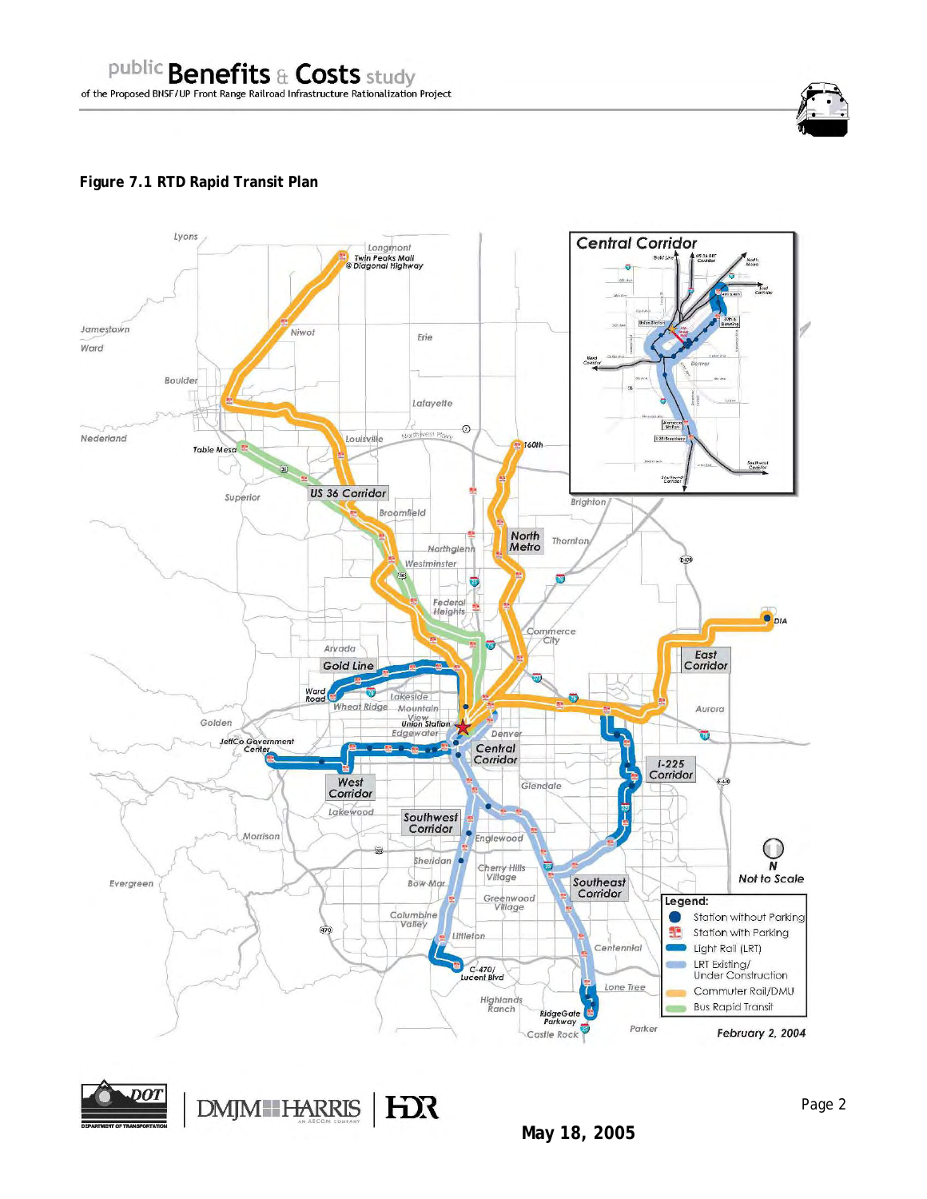**Figure 7.1 RTD Rapid Transit Plan**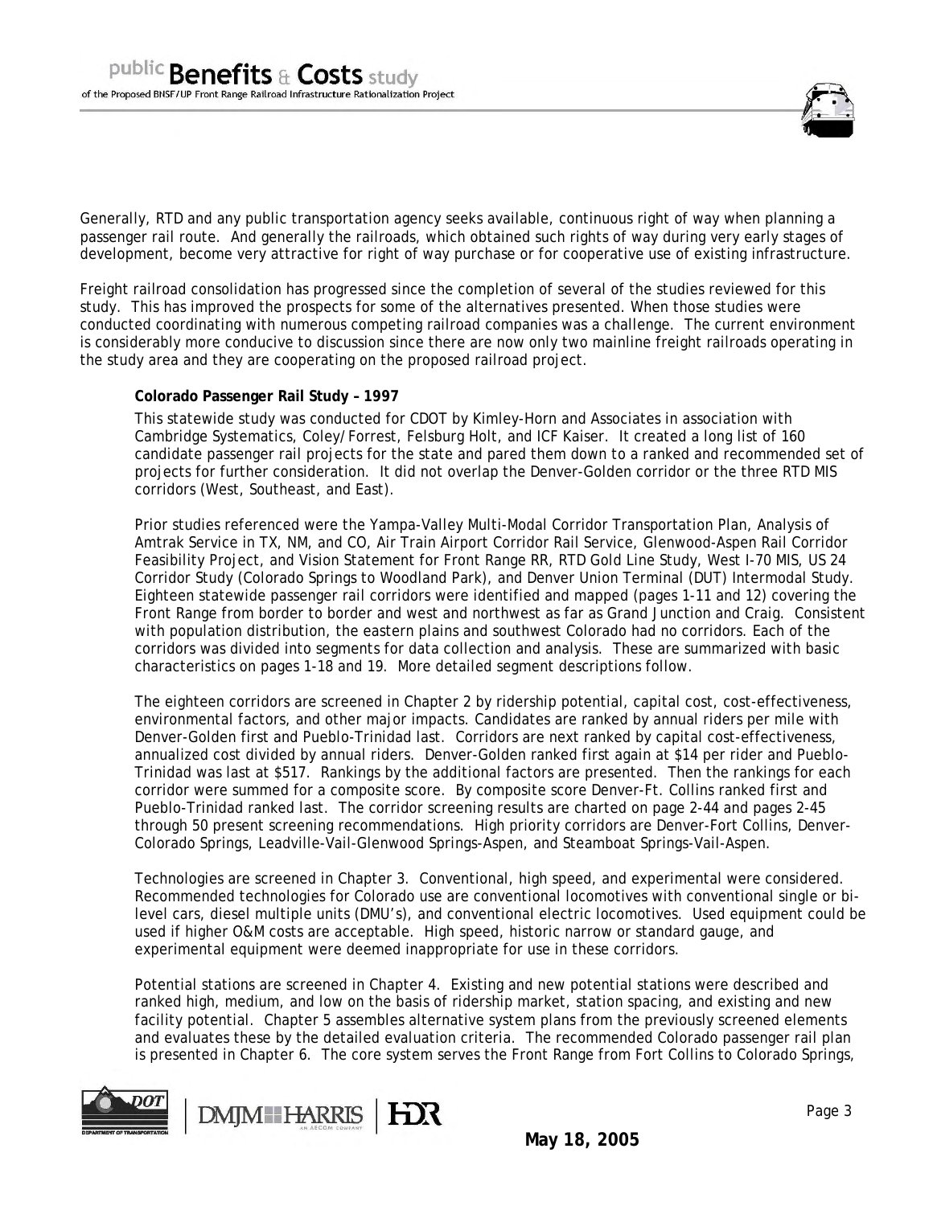Generally, RTD and any public transportation agency seeks available, continuous right of way when planning a passenger rail route. And generally the railroads, which obtained such rights of way during very early stages of development, become very attractive for right of way purchase or for cooperative use of existing infrastructure.

Freight railroad consolidation has progressed since the completion of several of the studies reviewed for this study. This has improved the prospects for some of the alternatives presented. When those studies were conducted coordinating with numerous competing railroad companies was a challenge. The current environment is considerably more conducive to discussion since there are now only two mainline freight railroads operating in the study area and they are cooperating on the proposed railroad project.

**Colorado Passenger Rail Study – 1997**

This statewide study was conducted for CDOT by Kimley-Horn and Associates in association with Cambridge Systematics, Coley/Forrest, Felsburg Holt, and ICF Kaiser. It created a long list of 160 candidate passenger rail projects for the state and pared them down to a ranked and recommended set of projects for further consideration. It did not overlap the Denver-Golden corridor or the three RTD MIS corridors (West, Southeast, and East).

Prior studies referenced were the Yampa-Valley Multi-Modal Corridor Transportation Plan, Analysis of Amtrak Service in TX, NM, and CO, Air Train Airport Corridor Rail Service, Glenwood-Aspen Rail Corridor Feasibility Project, and Vision Statement for Front Range RR, RTD Gold Line Study, West I-70 MIS, US 24 Corridor Study (Colorado Springs to Woodland Park), and Denver Union Terminal (DUT) Intermodal Study. Eighteen statewide passenger rail corridors were identified and mapped (pages 1-11 and 12) covering the Front Range from border to border and west and northwest as far as Grand Junction and Craig. Consistent with population distribution, the eastern plains and southwest Colorado had no corridors. Each of the corridors was divided into segments for data collection and analysis. These are summarized with basic characteristics on pages 1-18 and 19. More detailed segment descriptions follow.

The eighteen corridors are screened in Chapter 2 by ridership potential, capital cost, cost-effectiveness, environmental factors, and other major impacts. Candidates are ranked by annual riders per mile with Denver-Golden first and Pueblo-Trinidad last. Corridors are next ranked by capital cost-effectiveness, annualized cost divided by annual riders. Denver-Golden ranked first again at $14 per rider and Pueblo-Trinidad was last at $517. Rankings by the additional factors are presented. Then the rankings for each corridor were summed for a composite score. By composite score Denver-Ft. Collins ranked first and Pueblo-Trinidad ranked last. The corridor screening results are charted on page 2-44 and pages 2-45 through 50 present screening recommendations. High priority corridors are Denver-Fort Collins, Denver-Colorado Springs, Leadville-Vail-Glenwood Springs-Aspen, and Steamboat Springs-Vail-Aspen.

Technologies are screened in Chapter 3. Conventional, high speed, and experimental were considered. Recommended technologies for Colorado use are conventional locomotives with conventional single or bi-level cars, diesel multiple units (DMU's), and conventional electric locomotives. Used equipment could be used if higher O&M costs are acceptable. High speed, historic narrow or standard gauge, and experimental equipment were deemed inappropriate for use in these corridors.

Potential stations are screened in Chapter 4. Existing and new potential stations were described and ranked high, medium, and low on the basis of ridership market, station spacing, and existing and new facility potential. Chapter 5 assembles alternative system plans from the previously screened elements and evaluates these by the detailed evaluation criteria. The recommended Colorado passenger rail plan is presented in Chapter 6. The core system serves the Front Range from Fort Collins to Colorado Springs,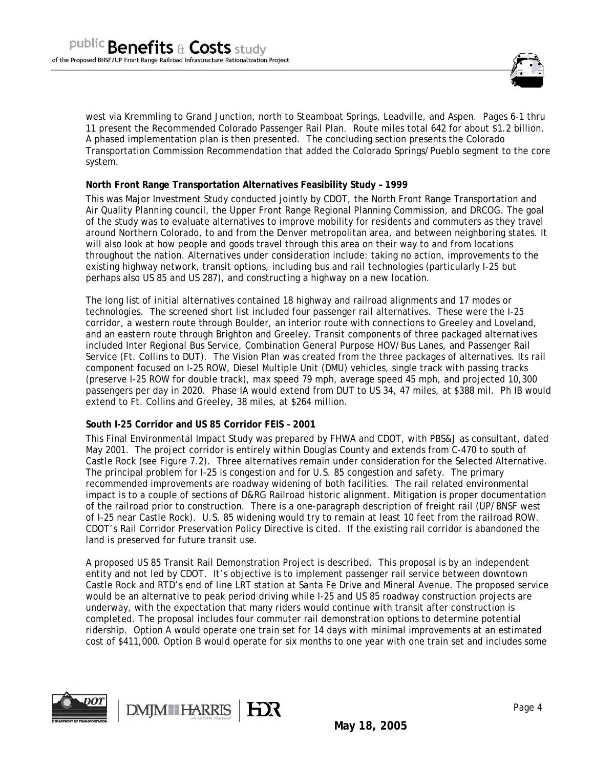west via Kremmling to Grand Junction, north to Steamboat Springs, Leadville, and Aspen. Pages 6-1 thru 11 present the Recommended Colorado Passenger Rail Plan. Route miles total 642 for about $1.2 billion. A phased implementation plan is then presented. The concluding section presents the Colorado Transportation Commission Recommendation that added the Colorado Springs/Pueblo segment to the core system.

**North Front Range Transportation Alternatives Feasibility Study – 1999**

This was Major Investment Study conducted jointly by CDOT, the North Front Range Transportation and Air Quality Planning council, the Upper Front Range Regional Planning Commission, and DRCOG. The goal of the study was to evaluate alternatives to improve mobility for residents and commuters as they travel around Northern Colorado, to and from the Denver metropolitan area, and between neighboring states. It will also look at how people and goods travel through this area on their way to and from locations throughout the nation. Alternatives under consideration include: taking no action, improvements to the existing highway network, transit options, including bus and rail technologies (particularly I-25 but perhaps also US 85 and US 287), and constructing a highway on a new location.

The long list of initial alternatives contained 18 highway and railroad alignments and 17 modes or technologies. The screened short list included four passenger rail alternatives. These were the I-25 corridor, a western route through Boulder, an interior route with connections to Greeley and Loveland, and an eastern route through Brighton and Greeley. Transit components of three packaged alternatives included Inter Regional Bus Service, Combination General Purpose HOV/Bus Lanes, and Passenger Rail Service (Ft. Collins to DUT). The Vision Plan was created from the three packages of alternatives. Its rail component focused on I-25 ROW, Diesel Multiple Unit (DMU) vehicles, single track with passing tracks (preserve I-25 ROW for double track), max speed 79 mph, average speed 45 mph, and projected 10,300 passengers per day in 2020. Phase IA would extend from DUT to US 34, 47 miles, at $388 mil. Ph IB would extend to Ft. Collins and Greeley, 38 miles, at $264 million.

**South I-25 Corridor and US 85 Corridor FEIS – 2001**

This Final Environmental Impact Study was prepared by FHWA and CDOT, with PBS&J as consultant, dated May 2001. The project corridor is entirely within Douglas County and extends from C-470 to south of Castle Rock (see Figure 7.2). Three alternatives remain under consideration for the Selected Alternative. The principal problem for I-25 is congestion and for U.S. 85 congestion and safety. The primary recommended improvements are roadway widening of both facilities. The rail related environmental impact is to a couple of sections of D&RG Railroad historic alignment. Mitigation is proper documentation of the railroad prior to construction. There is a one-paragraph description of freight rail (UP/BNSF west of I-25 near Castle Rock). U.S. 85 widening would try to remain at least 10 feet from the railroad ROW. CDOT's Rail Corridor Preservation Policy Directive is cited. If the existing rail corridor is abandoned the land is preserved for future transit use.

A proposed US 85 Transit Rail Demonstration Project is described. This proposal is by an independent entity and not led by CDOT. It's objective is to implement passenger rail service between downtown Castle Rock and RTD's end of line LRT station at Santa Fe Drive and Mineral Avenue. The proposed service would be an alternative to peak period driving while I-25 and US 85 roadway construction projects are underway, with the expectation that many riders would continue with transit after construction is completed. The proposal includes four commuter rail demonstration options to determine potential ridership. Option A would operate one train set for 14 days with minimal improvements at an estimated cost of $411,000. Option B would operate for six months to one year with one train set and includes some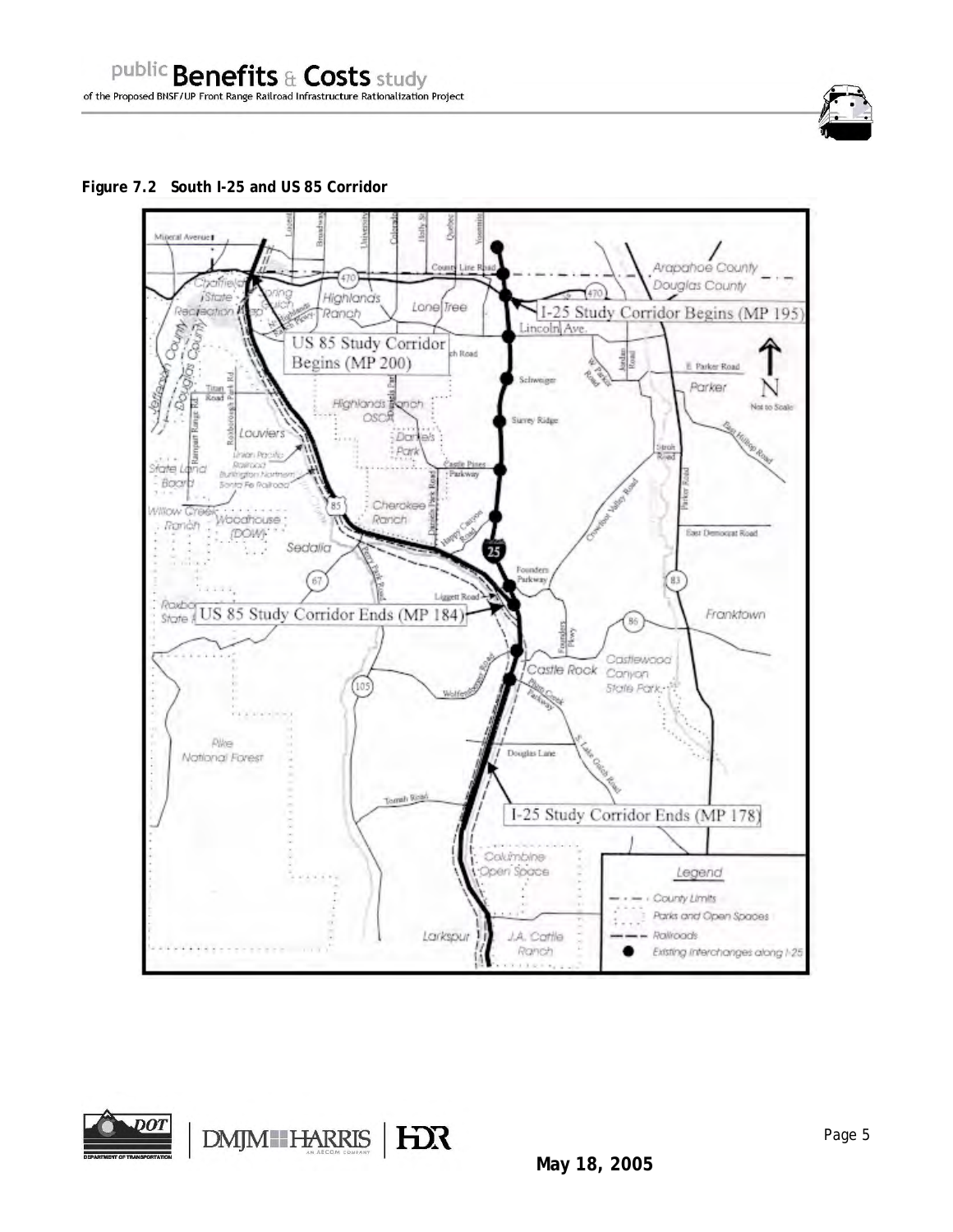**Figure 7.2 South I-25 and US 85 Corridor**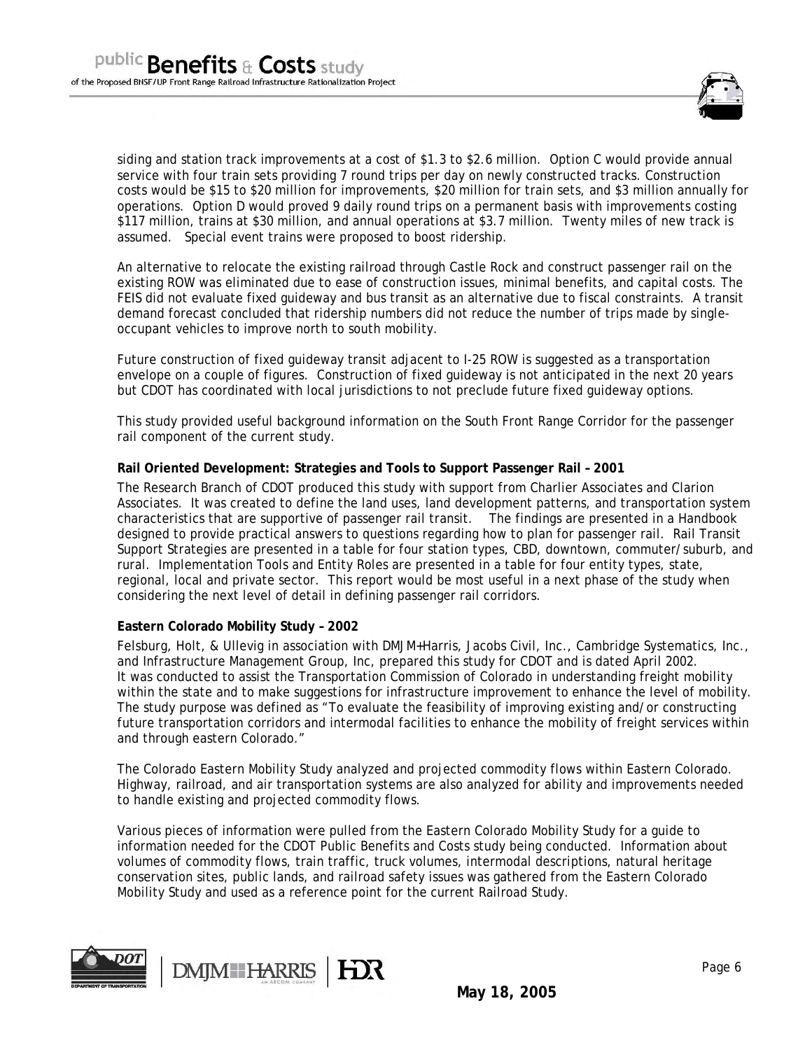siding and station track improvements at a cost of $1.3 to $2.6 million. Option C would provide annual service with four train sets providing 7 round trips per day on newly constructed tracks. Construction costs would be $15 to $20 million for improvements, $20 million for train sets, and $3 million annually for operations. Option D would proved 9 daily round trips on a permanent basis with improvements costing $117 million, trains at $30 million, and annual operations at $3.7 million. Twenty miles of new track is assumed. Special event trains were proposed to boost ridership.

An alternative to relocate the existing railroad through Castle Rock and construct passenger rail on the existing ROW was eliminated due to ease of construction issues, minimal benefits, and capital costs. The FEIS did not evaluate fixed guideway and bus transit as an alternative due to fiscal constraints. A transit demand forecast concluded that ridership numbers did not reduce the number of trips made by single-occupant vehicles to improve north to south mobility.

Future construction of fixed guideway transit adjacent to I-25 ROW is suggested as a transportation envelope on a couple of figures. Construction of fixed guideway is not anticipated in the next 20 years but CDOT has coordinated with local jurisdictions to not preclude future fixed guideway options.

This study provided useful background information on the South Front Range Corridor for the passenger rail component of the current study.

**Rail Oriented Development: Strategies and Tools to Support Passenger Rail – 2001**

The Research Branch of CDOT produced this study with support from Charlier Associates and Clarion Associates. It was created to define the land uses, land development patterns, and transportation system characteristics that are supportive of passenger rail transit. The findings are presented in a Handbook designed to provide practical answers to questions regarding how to plan for passenger rail. Rail Transit Support Strategies are presented in a table for four station types, CBD, downtown, commuter/suburb, and rural. Implementation Tools and Entity Roles are presented in a table for four entity types, state, regional, local and private sector. This report would be most useful in a next phase of the study when considering the next level of detail in defining passenger rail corridors.

**Eastern Colorado Mobility Study – 2002**

Felsburg, Holt, & Ullevig in association with DMJM+Harris, Jacobs Civil, Inc., Cambridge Systematics, Inc., and Infrastructure Management Group, Inc, prepared this study for CDOT and is dated April 2002. It was conducted to assist the Transportation Commission of Colorado in understanding freight mobility within the state and to make suggestions for infrastructure improvement to enhance the level of mobility. The study purpose was defined as "To evaluate the feasibility of improving existing and/or constructing future transportation corridors and intermodal facilities to enhance the mobility of freight services within and through eastern Colorado."

The Colorado Eastern Mobility Study analyzed and projected commodity flows within Eastern Colorado. Highway, railroad, and air transportation systems are also analyzed for ability and improvements needed to handle existing and projected commodity flows.

Various pieces of information were pulled from the Eastern Colorado Mobility Study for a guide to information needed for the CDOT Public Benefits and Costs study being conducted. Information about volumes of commodity flows, train traffic, truck volumes, intermodal descriptions, natural heritage conservation sites, public lands, and railroad safety issues was gathered from the Eastern Colorado Mobility Study and used as a reference point for the current Railroad Study.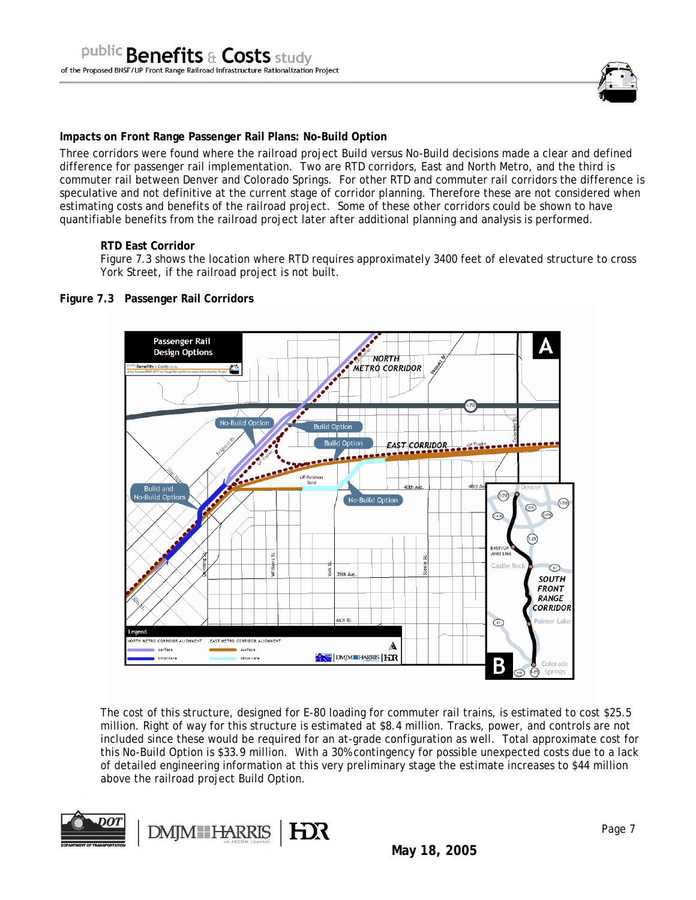### Impacts on Front Range Passenger Rail Plans: No-Build Option

Three corridors were found where the railroad project Build versus No-Build decisions made a clear and defined difference for passenger rail implementation. Two are RTD corridors, East and North Metro, and the third is commuter rail between Denver and Colorado Springs. For other RTD and commuter rail corridors the difference is speculative and not definitive at the current stage of corridor planning. Therefore these are not considered when estimating costs and benefits of the railroad project. Some of these other corridors could be shown to have quantifiable benefits from the railroad project later after additional planning and analysis is performed.

**RTD East Corridor**

Figure 7.3 shows the location where RTD requires approximately 3400 feet of elevated structure to cross York Street, if the railroad project is not built.

**Figure 7.3 Passenger Rail Corridors**

The cost of this structure, designed for E-80 loading for commuter rail trains, is estimated to cost $25.5 million. Right of way for this structure is estimated at $8.4 million. Tracks, power, and controls are not included since these would be required for an at-grade configuration as well. Total approximate cost for this No-Build Option is $33.9 million. With a 30% contingency for possible unexpected costs due to a lack of detailed engineering information at this very preliminary stage the estimate increases to $44 million above the railroad project Build Option.

May 18, 2005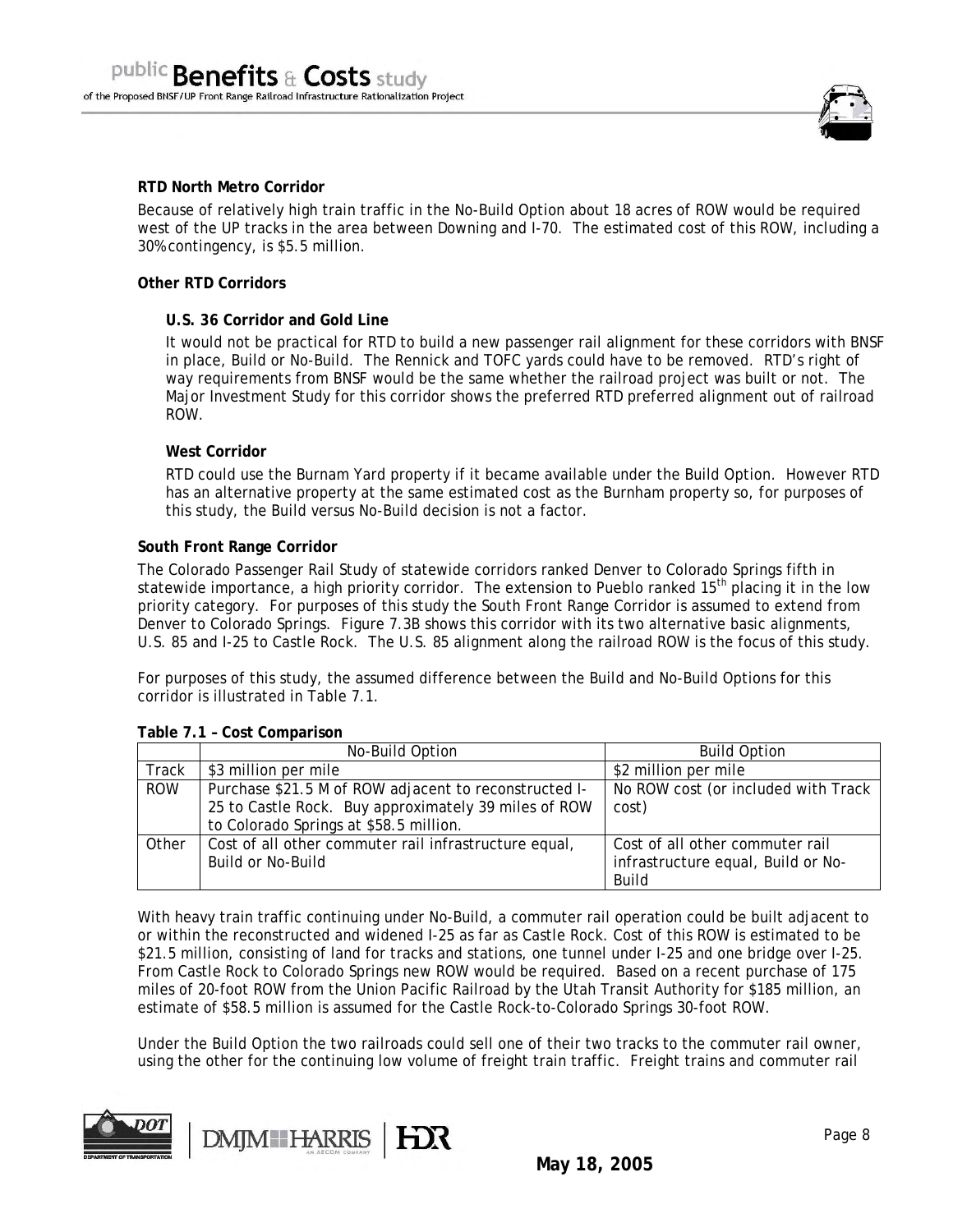**RTD North Metro Corridor**

Because of relatively high train traffic in the No-Build Option about 18 acres of ROW would be required west of the UP tracks in the area between Downing and I-70. The estimated cost of this ROW, including a 30% contingency, is $5.5 million.

**Other RTD Corridors**

**U.S. 36 Corridor and Gold Line**

It would not be practical for RTD to build a new passenger rail alignment for these corridors with BNSF in place, Build or No-Build. The Rennick and TOFC yards could have to be removed. RTD's right of way requirements from BNSF would be the same whether the railroad project was built or not. The Major Investment Study for this corridor shows the preferred RTD preferred alignment out of railroad ROW.

**West Corridor**

RTD could use the Burnam Yard property if it became available under the Build Option. However RTD has an alternative property at the same estimated cost as the Burnham property so, for purposes of this study, the Build versus No-Build decision is not a factor.

**South Front Range Corridor**

The Colorado Passenger Rail Study of statewide corridors ranked Denver to Colorado Springs fifth in statewide importance, a high priority corridor. The extension to Pueblo ranked 15th placing it in the low priority category. For purposes of this study the South Front Range Corridor is assumed to extend from Denver to Colorado Springs. Figure 7.3B shows this corridor with its two alternative basic alignments, U.S. 85 and I-25 to Castle Rock. The U.S. 85 alignment along the railroad ROW is the focus of this study.

For purposes of this study, the assumed difference between the Build and No-Build Options for this corridor is illustrated in Table 7.1.

**Table 7.1 – Cost Comparison**

| | No-Build Option | Build Option |
|---|---|---|
| Track | $3 million per mile | $2 million per mile |
| ROW | Purchase $21.5 M of ROW adjacent to reconstructed I-25 to Castle Rock. Buy approximately 39 miles of ROW to Colorado Springs at $58.5 million. | No ROW cost (or included with Track cost) |
| Other | Cost of all other commuter rail infrastructure equal, Build or No-Build | Cost of all other commuter rail infrastructure equal, Build or No-Build |

With heavy train traffic continuing under No-Build, a commuter rail operation could be built adjacent to or within the reconstructed and widened I-25 as far as Castle Rock. Cost of this ROW is estimated to be $21.5 million, consisting of land for tracks and stations, one tunnel under I-25 and one bridge over I-25. From Castle Rock to Colorado Springs new ROW would be required. Based on a recent purchase of 175 miles of 20-foot ROW from the Union Pacific Railroad by the Utah Transit Authority for $185 million, an estimate of $58.5 million is assumed for the Castle Rock-to-Colorado Springs 30-foot ROW.

Under the Build Option the two railroads could sell one of their two tracks to the commuter rail owner, using the other for the continuing low volume of freight train traffic. Freight trains and commuter rail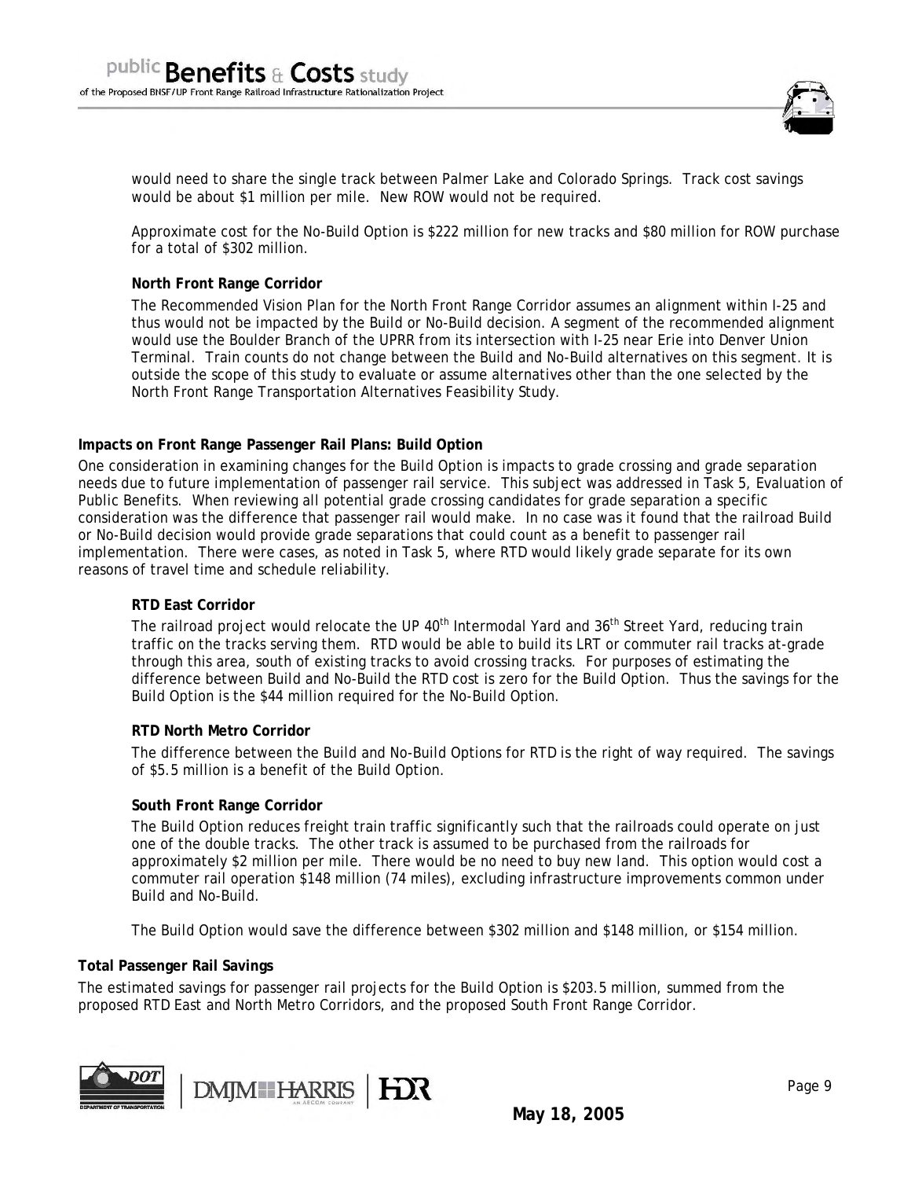would need to share the single track between Palmer Lake and Colorado Springs. Track cost savings would be about $1 million per mile. New ROW would not be required.

Approximate cost for the No-Build Option is $222 million for new tracks and $80 million for ROW purchase for a total of $302 million.

**North Front Range Corridor**

The Recommended Vision Plan for the North Front Range Corridor assumes an alignment within I-25 and thus would not be impacted by the Build or No-Build decision. A segment of the recommended alignment would use the Boulder Branch of the UPRR from its intersection with I-25 near Erie into Denver Union Terminal. Train counts do not change between the Build and No-Build alternatives on this segment. It is outside the scope of this study to evaluate or assume alternatives other than the one selected by the North Front Range Transportation Alternatives Feasibility Study.

**Impacts on Front Range Passenger Rail Plans: Build Option**

One consideration in examining changes for the Build Option is impacts to grade crossing and grade separation needs due to future implementation of passenger rail service. This subject was addressed in Task 5, Evaluation of Public Benefits. When reviewing all potential grade crossing candidates for grade separation a specific consideration was the difference that passenger rail would make. In no case was it found that the railroad Build or No-Build decision would provide grade separations that could count as a benefit to passenger rail implementation. There were cases, as noted in Task 5, where RTD would likely grade separate for its own reasons of travel time and schedule reliability.

**RTD East Corridor**

The railroad project would relocate the UP 40th Intermodal Yard and 36th Street Yard, reducing train traffic on the tracks serving them. RTD would be able to build its LRT or commuter rail tracks at-grade through this area, south of existing tracks to avoid crossing tracks. For purposes of estimating the difference between Build and No-Build the RTD cost is zero for the Build Option. Thus the savings for the Build Option is the $44 million required for the No-Build Option.

**RTD North Metro Corridor**

The difference between the Build and No-Build Options for RTD is the right of way required. The savings of $5.5 million is a benefit of the Build Option.

**South Front Range Corridor**

The Build Option reduces freight train traffic significantly such that the railroads could operate on just one of the double tracks. The other track is assumed to be purchased from the railroads for approximately $2 million per mile. There would be no need to buy new land. This option would cost a commuter rail operation $148 million (74 miles), excluding infrastructure improvements common under Build and No-Build.

The Build Option would save the difference between $302 million and $148 million, or $154 million.

**Total Passenger Rail Savings**

The estimated savings for passenger rail projects for the Build Option is $203.5 million, summed from the proposed RTD East and North Metro Corridors, and the proposed South Front Range Corridor.